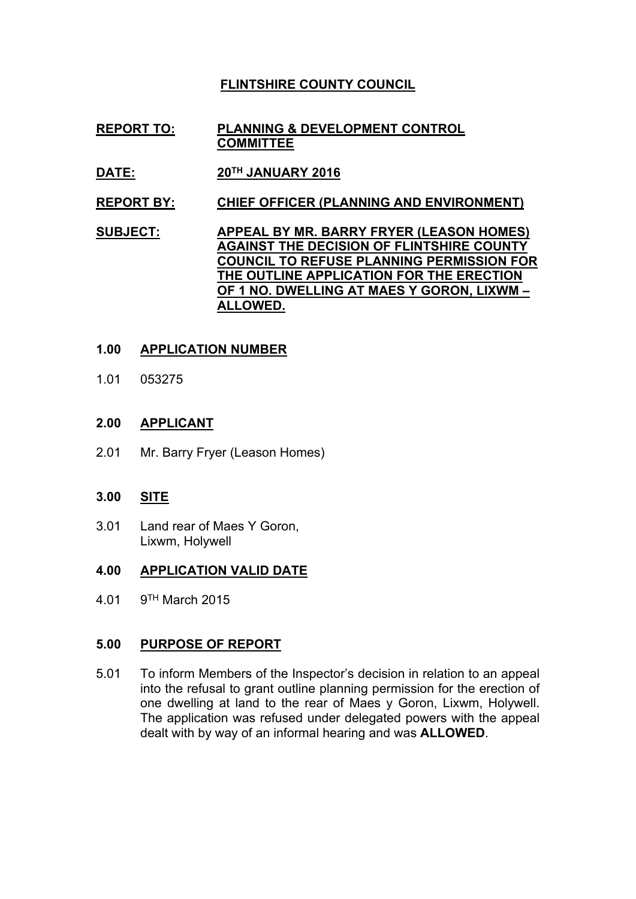# FLINTSHIRE COUNTY COUNCIL

**REPORT TO:** **PLANNING & DEVELOPMENT CONTROL COMMITTEE**

**DATE:** **20TH JANUARY 2016**

**REPORT BY:** **CHIEF OFFICER (PLANNING AND ENVIRONMENT)**

**SUBJECT:** **APPEAL BY MR. BARRY FRYER (LEASON HOMES) AGAINST THE DECISION OF FLINTSHIRE COUNTY COUNCIL TO REFUSE PLANNING PERMISSION FOR THE OUTLINE APPLICATION FOR THE ERECTION OF 1 NO. DWELLING AT MAES Y GORON, LIXWM – ALLOWED.**

## 1.00 APPLICATION NUMBER

1.01 053275

## 2.00 APPLICANT

2.01 Mr. Barry Fryer (Leason Homes)

## 3.00 SITE

3.01 Land rear of Maes Y Goron, Lixwm, Holywell

## 4.00 APPLICATION VALID DATE

4.01 9TH March 2015

## 5.00 PURPOSE OF REPORT

5.01 To inform Members of the Inspector's decision in relation to an appeal into the refusal to grant outline planning permission for the erection of one dwelling at land to the rear of Maes y Goron, Lixwm, Holywell. The application was refused under delegated powers with the appeal dealt with by way of an informal hearing and was **ALLOWED**.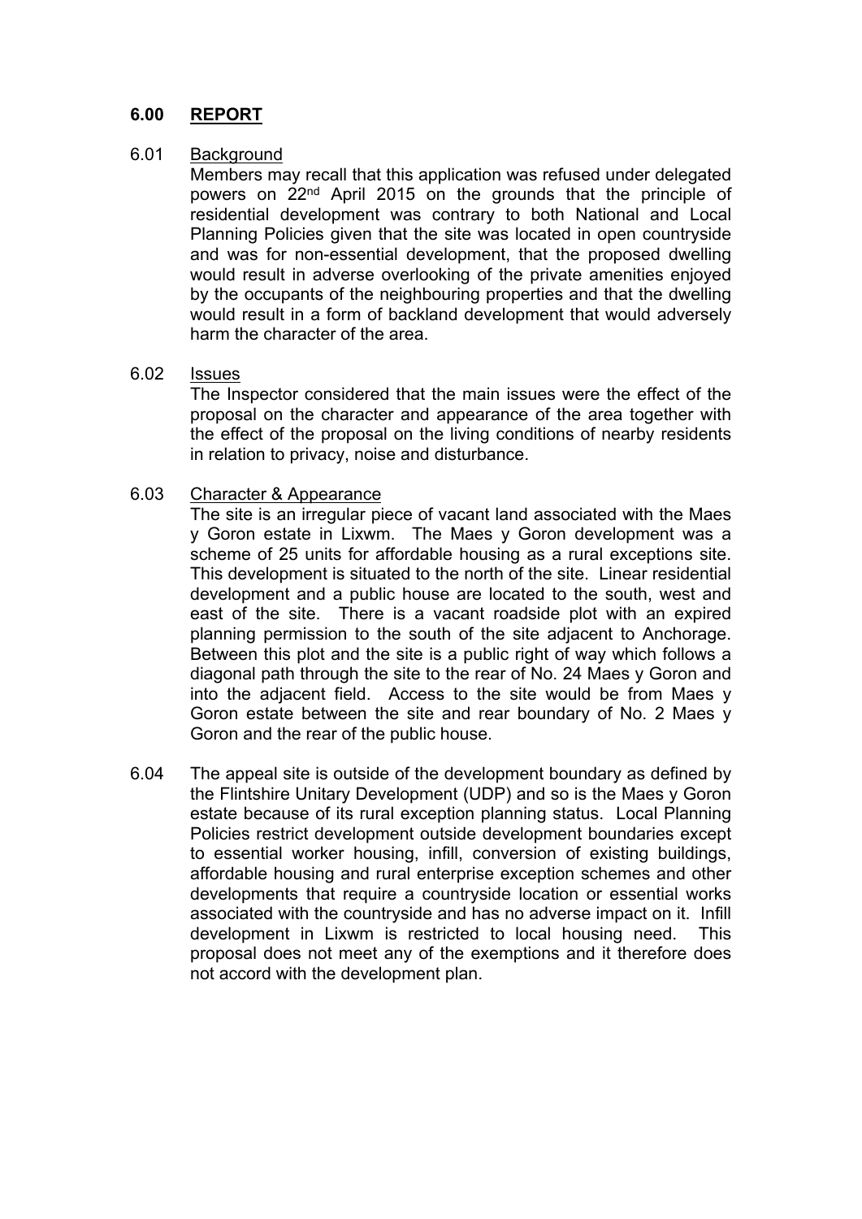## 6.00 REPORT

6.01 Background

Members may recall that this application was refused under delegated powers on 22nd April 2015 on the grounds that the principle of residential development was contrary to both National and Local Planning Policies given that the site was located in open countryside and was for non-essential development, that the proposed dwelling would result in adverse overlooking of the private amenities enjoyed by the occupants of the neighbouring properties and that the dwelling would result in a form of backland development that would adversely harm the character of the area.

6.02 Issues

The Inspector considered that the main issues were the effect of the proposal on the character and appearance of the area together with the effect of the proposal on the living conditions of nearby residents in relation to privacy, noise and disturbance.

6.03 Character & Appearance

The site is an irregular piece of vacant land associated with the Maes y Goron estate in Lixwm. The Maes y Goron development was a scheme of 25 units for affordable housing as a rural exceptions site. This development is situated to the north of the site. Linear residential development and a public house are located to the south, west and east of the site. There is a vacant roadside plot with an expired planning permission to the south of the site adjacent to Anchorage. Between this plot and the site is a public right of way which follows a diagonal path through the site to the rear of No. 24 Maes y Goron and into the adjacent field. Access to the site would be from Maes y Goron estate between the site and rear boundary of No. 2 Maes y Goron and the rear of the public house.

6.04 The appeal site is outside of the development boundary as defined by the Flintshire Unitary Development (UDP) and so is the Maes y Goron estate because of its rural exception planning status. Local Planning Policies restrict development outside development boundaries except to essential worker housing, infill, conversion of existing buildings, affordable housing and rural enterprise exception schemes and other developments that require a countryside location or essential works associated with the countryside and has no adverse impact on it. Infill development in Lixwm is restricted to local housing need. This proposal does not meet any of the exemptions and it therefore does not accord with the development plan.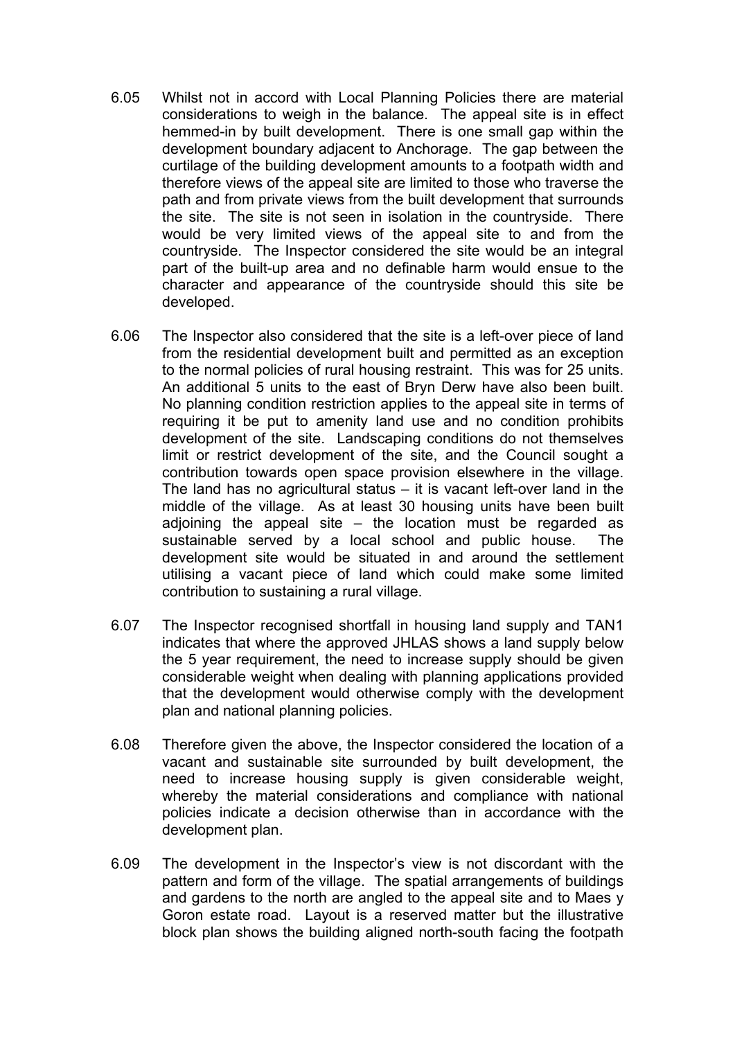6.05 Whilst not in accord with Local Planning Policies there are material considerations to weigh in the balance. The appeal site is in effect hemmed-in by built development. There is one small gap within the development boundary adjacent to Anchorage. The gap between the curtilage of the building development amounts to a footpath width and therefore views of the appeal site are limited to those who traverse the path and from private views from the built development that surrounds the site. The site is not seen in isolation in the countryside. There would be very limited views of the appeal site to and from the countryside. The Inspector considered the site would be an integral part of the built-up area and no definable harm would ensue to the character and appearance of the countryside should this site be developed.

6.06 The Inspector also considered that the site is a left-over piece of land from the residential development built and permitted as an exception to the normal policies of rural housing restraint. This was for 25 units. An additional 5 units to the east of Bryn Derw have also been built. No planning condition restriction applies to the appeal site in terms of requiring it be put to amenity land use and no condition prohibits development of the site. Landscaping conditions do not themselves limit or restrict development of the site, and the Council sought a contribution towards open space provision elsewhere in the village. The land has no agricultural status – it is vacant left-over land in the middle of the village. As at least 30 housing units have been built adjoining the appeal site – the location must be regarded as sustainable served by a local school and public house. The development site would be situated in and around the settlement utilising a vacant piece of land which could make some limited contribution to sustaining a rural village.

6.07 The Inspector recognised shortfall in housing land supply and TAN1 indicates that where the approved JHLAS shows a land supply below the 5 year requirement, the need to increase supply should be given considerable weight when dealing with planning applications provided that the development would otherwise comply with the development plan and national planning policies.

6.08 Therefore given the above, the Inspector considered the location of a vacant and sustainable site surrounded by built development, the need to increase housing supply is given considerable weight, whereby the material considerations and compliance with national policies indicate a decision otherwise than in accordance with the development plan.

6.09 The development in the Inspector's view is not discordant with the pattern and form of the village. The spatial arrangements of buildings and gardens to the north are angled to the appeal site and to Maes y Goron estate road. Layout is a reserved matter but the illustrative block plan shows the building aligned north-south facing the footpath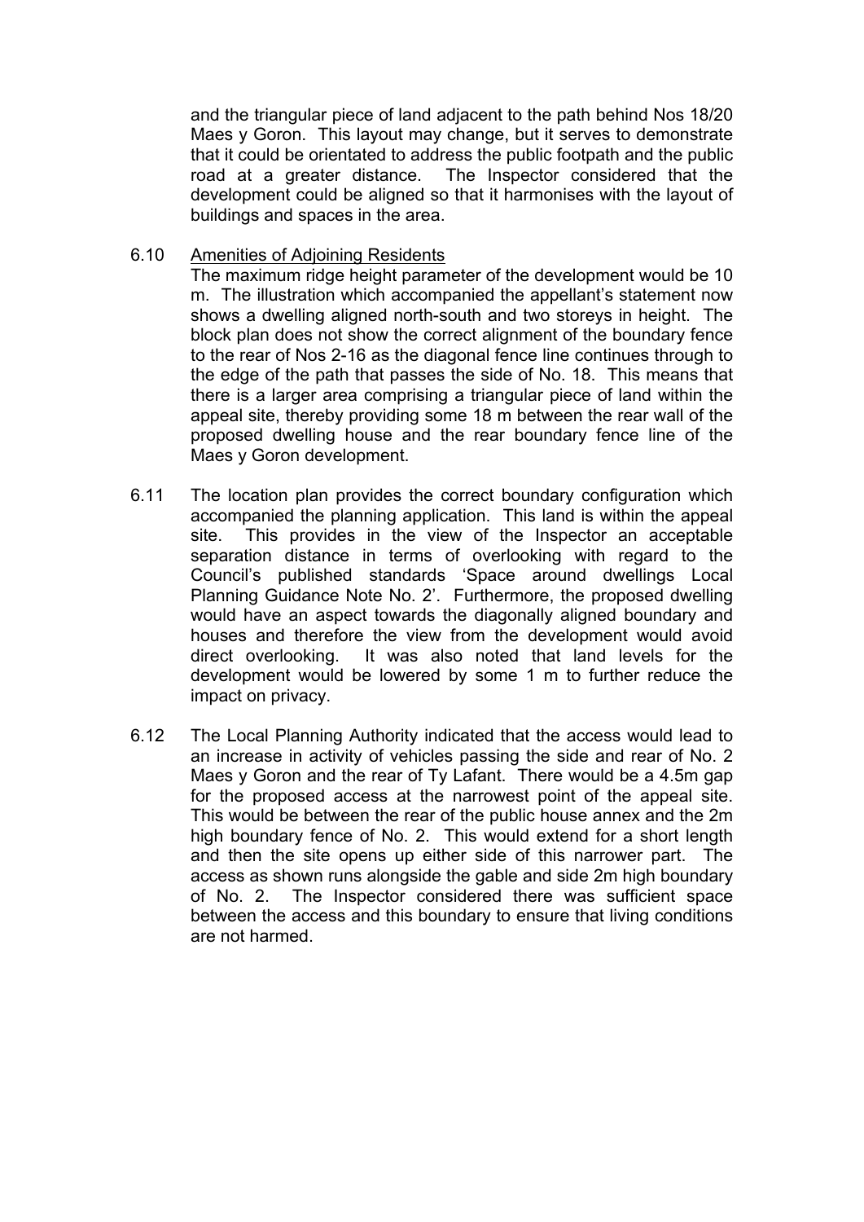and the triangular piece of land adjacent to the path behind Nos 18/20 Maes y Goron. This layout may change, but it serves to demonstrate that it could be orientated to address the public footpath and the public road at a greater distance. The Inspector considered that the development could be aligned so that it harmonises with the layout of buildings and spaces in the area.

6.10 Amenities of Adjoining Residents

The maximum ridge height parameter of the development would be 10 m. The illustration which accompanied the appellant's statement now shows a dwelling aligned north-south and two storeys in height. The block plan does not show the correct alignment of the boundary fence to the rear of Nos 2-16 as the diagonal fence line continues through to the edge of the path that passes the side of No. 18. This means that there is a larger area comprising a triangular piece of land within the appeal site, thereby providing some 18 m between the rear wall of the proposed dwelling house and the rear boundary fence line of the Maes y Goron development.

6.11 The location plan provides the correct boundary configuration which accompanied the planning application. This land is within the appeal site. This provides in the view of the Inspector an acceptable separation distance in terms of overlooking with regard to the Council's published standards 'Space around dwellings Local Planning Guidance Note No. 2'. Furthermore, the proposed dwelling would have an aspect towards the diagonally aligned boundary and houses and therefore the view from the development would avoid direct overlooking. It was also noted that land levels for the development would be lowered by some 1 m to further reduce the impact on privacy.

6.12 The Local Planning Authority indicated that the access would lead to an increase in activity of vehicles passing the side and rear of No. 2 Maes y Goron and the rear of Ty Lafant. There would be a 4.5m gap for the proposed access at the narrowest point of the appeal site. This would be between the rear of the public house annex and the 2m high boundary fence of No. 2. This would extend for a short length and then the site opens up either side of this narrower part. The access as shown runs alongside the gable and side 2m high boundary of No. 2. The Inspector considered there was sufficient space between the access and this boundary to ensure that living conditions are not harmed.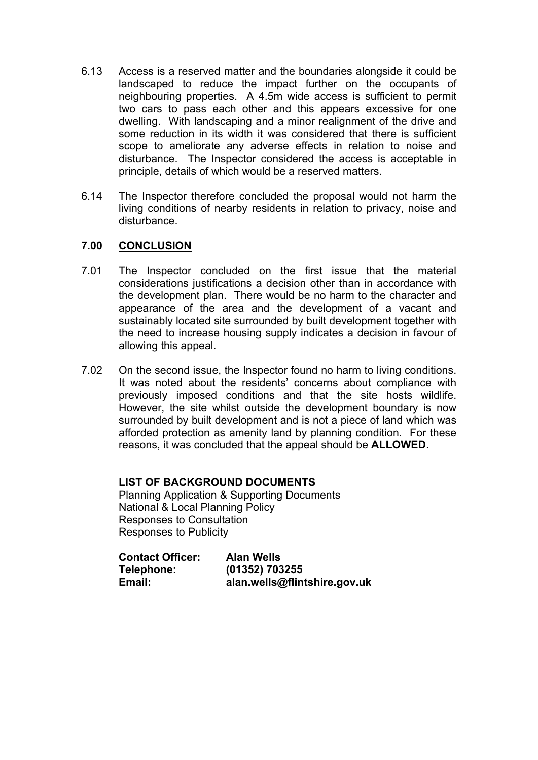6.13 Access is a reserved matter and the boundaries alongside it could be landscaped to reduce the impact further on the occupants of neighbouring properties. A 4.5m wide access is sufficient to permit two cars to pass each other and this appears excessive for one dwelling. With landscaping and a minor realignment of the drive and some reduction in its width it was considered that there is sufficient scope to ameliorate any adverse effects in relation to noise and disturbance. The Inspector considered the access is acceptable in principle, details of which would be a reserved matters.

6.14 The Inspector therefore concluded the proposal would not harm the living conditions of nearby residents in relation to privacy, noise and disturbance.

## 7.00 CONCLUSION

7.01 The Inspector concluded on the first issue that the material considerations justifications a decision other than in accordance with the development plan. There would be no harm to the character and appearance of the area and the development of a vacant and sustainably located site surrounded by built development together with the need to increase housing supply indicates a decision in favour of allowing this appeal.

7.02 On the second issue, the Inspector found no harm to living conditions. It was noted about the residents' concerns about compliance with previously imposed conditions and that the site hosts wildlife. However, the site whilst outside the development boundary is now surrounded by built development and is not a piece of land which was afforded protection as amenity land by planning condition. For these reasons, it was concluded that the appeal should be **ALLOWED**.

**LIST OF BACKGROUND DOCUMENTS**
Planning Application & Supporting Documents
National & Local Planning Policy
Responses to Consultation
Responses to Publicity

| | |
|---|---|
| **Contact Officer:** | **Alan Wells** |
| **Telephone:** | **(01352) 703255** |
| **Email:** | **alan.wells@flintshire.gov.uk** |